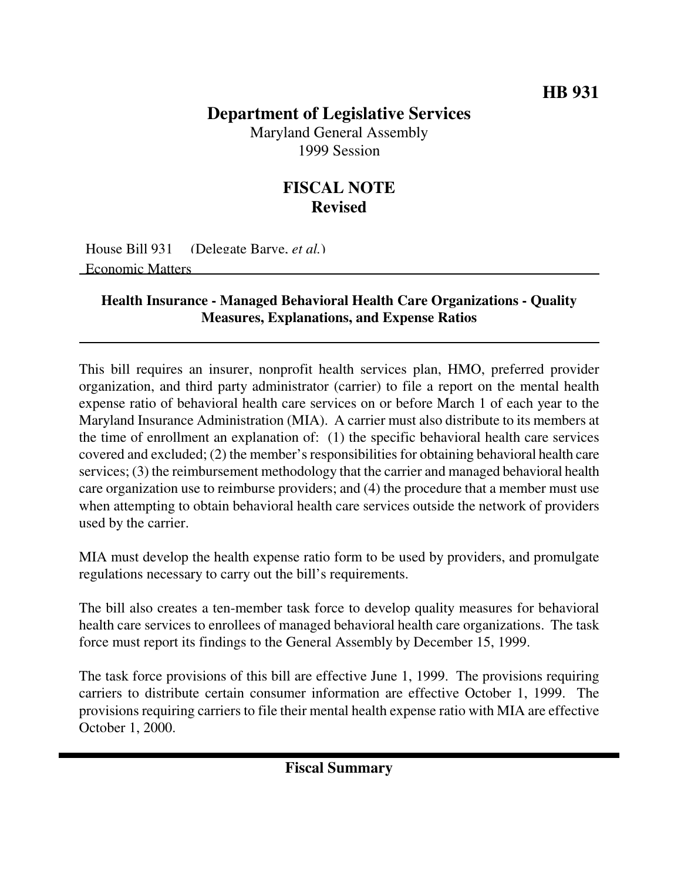HB 931

# Department of Legislative Services

Maryland General Assembly
1999 Session

## FISCAL NOTE
**Revised**

House Bill 931 (Delegate Barve, *et al.*)
Economic Matters

**Health Insurance - Managed Behavioral Health Care Organizations - Quality Measures, Explanations, and Expense Ratios**

This bill requires an insurer, nonprofit health services plan, HMO, preferred provider organization, and third party administrator (carrier) to file a report on the mental health expense ratio of behavioral health care services on or before March 1 of each year to the Maryland Insurance Administration (MIA). A carrier must also distribute to its members at the time of enrollment an explanation of: (1) the specific behavioral health care services covered and excluded; (2) the member's responsibilities for obtaining behavioral health care services; (3) the reimbursement methodology that the carrier and managed behavioral health care organization use to reimburse providers; and (4) the procedure that a member must use when attempting to obtain behavioral health care services outside the network of providers used by the carrier.

MIA must develop the health expense ratio form to be used by providers, and promulgate regulations necessary to carry out the bill's requirements.

The bill also creates a ten-member task force to develop quality measures for behavioral health care services to enrollees of managed behavioral health care organizations. The task force must report its findings to the General Assembly by December 15, 1999.

The task force provisions of this bill are effective June 1, 1999. The provisions requiring carriers to distribute certain consumer information are effective October 1, 1999. The provisions requiring carriers to file their mental health expense ratio with MIA are effective October 1, 2000.

## Fiscal Summary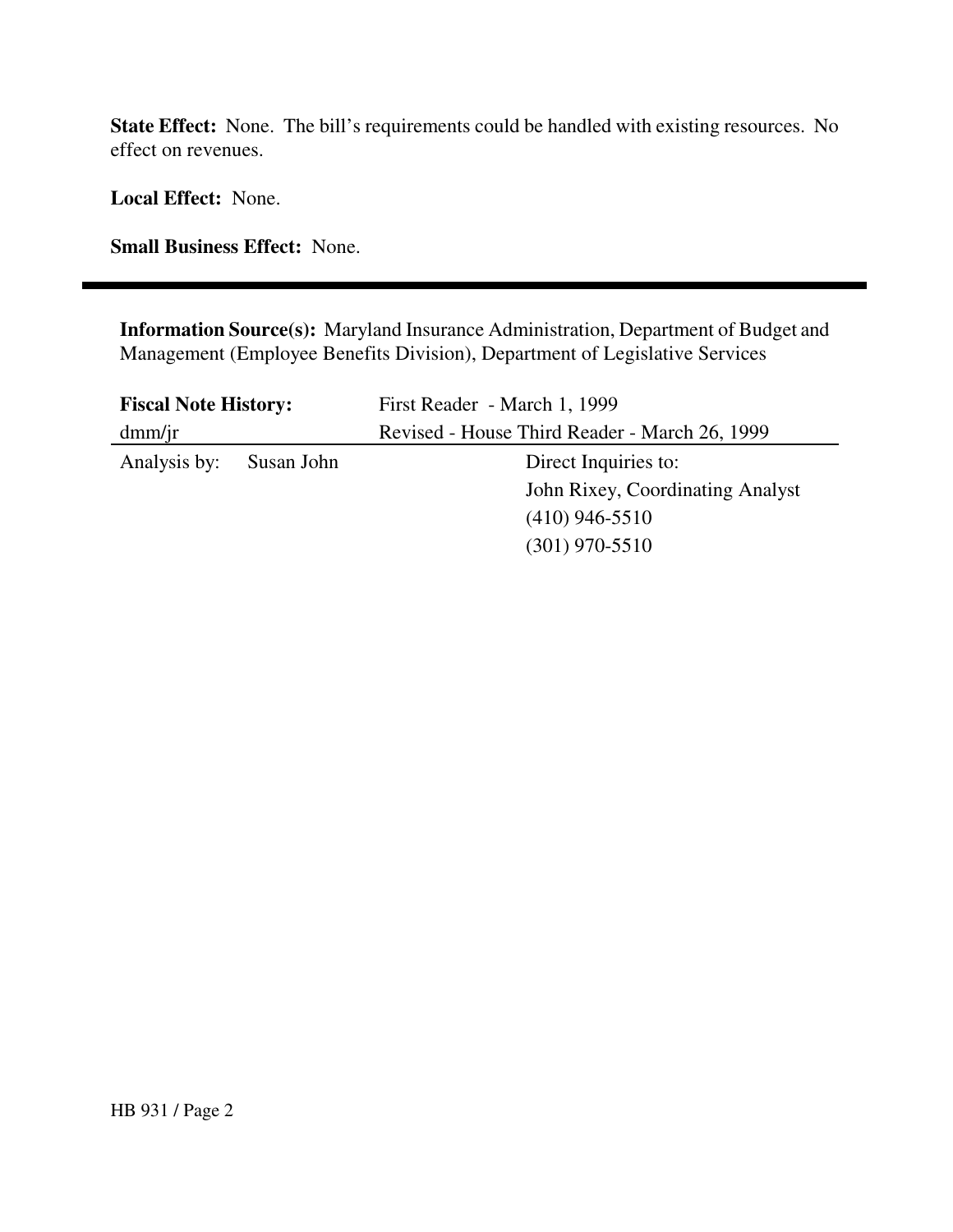**State Effect:** None. The bill's requirements could be handled with existing resources. No effect on revenues.

**Local Effect:** None.

**Small Business Effect:** None.

---

**Information Source(s):** Maryland Insurance Administration, Department of Budget and Management (Employee Benefits Division), Department of Legislative Services

| **Fiscal Note History:** | First Reader - March 1, 1999 |
|---|---|
| dmm/jr | Revised - House Third Reader - March 26, 1999 |

Analysis by: Susan John

Direct Inquiries to:
John Rixey, Coordinating Analyst
(410) 946-5510
(301) 970-5510